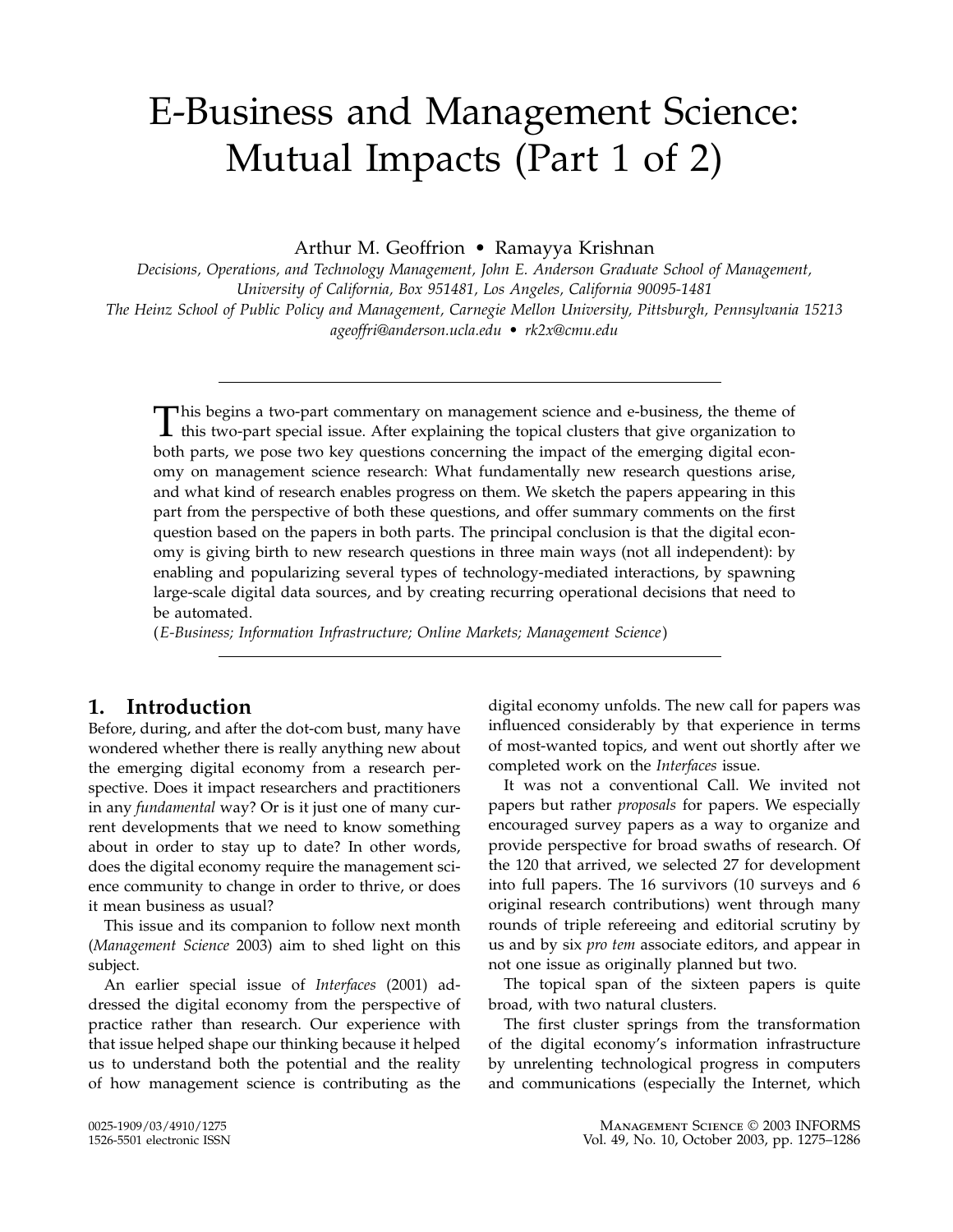# E-Business and Management Science: Mutual Impacts (Part 1 of 2)

Arthur M. Geoffrion • Ramayya Krishnan

*Decisions, Operations, and Technology Management, John E. Anderson Graduate School of Management, University of California, Box 951481, Los Angeles, California 90095-1481*
*The Heinz School of Public Policy and Management, Carnegie Mellon University, Pittsburgh, Pennsylvania 15213*
*ageoffri@anderson.ucla.edu • rk2x@cmu.edu*

---

This begins a two-part commentary on management science and e-business, the theme of this two-part special issue. After explaining the topical clusters that give organization to both parts, we pose two key questions concerning the impact of the emerging digital economy on management science research: What fundamentally new research questions arise, and what kind of research enables progress on them. We sketch the papers appearing in this part from the perspective of both these questions, and offer summary comments on the first question based on the papers in both parts. The principal conclusion is that the digital economy is giving birth to new research questions in three main ways (not all independent): by enabling and popularizing several types of technology-mediated interactions, by spawning large-scale digital data sources, and by creating recurring operational decisions that need to be automated.

(*E-Business; Information Infrastructure; Online Markets; Management Science*)

---

## 1. Introduction

Before, during, and after the dot-com bust, many have wondered whether there is really anything new about the emerging digital economy from a research perspective. Does it impact researchers and practitioners in any *fundamental* way? Or is it just one of many current developments that we need to know something about in order to stay up to date? In other words, does the digital economy require the management science community to change in order to thrive, or does it mean business as usual?

This issue and its companion to follow next month (*Management Science* 2003) aim to shed light on this subject.

An earlier special issue of *Interfaces* (2001) addressed the digital economy from the perspective of practice rather than research. Our experience with that issue helped shape our thinking because it helped us to understand both the potential and the reality of how management science is contributing as the digital economy unfolds. The new call for papers was influenced considerably by that experience in terms of most-wanted topics, and went out shortly after we completed work on the *Interfaces* issue.

It was not a conventional Call. We invited not papers but rather *proposals* for papers. We especially encouraged survey papers as a way to organize and provide perspective for broad swaths of research. Of the 120 that arrived, we selected 27 for development into full papers. The 16 survivors (10 surveys and 6 original research contributions) went through many rounds of triple refereeing and editorial scrutiny by us and by six *pro tem* associate editors, and appear in not one issue as originally planned but two.

The topical span of the sixteen papers is quite broad, with two natural clusters.

The first cluster springs from the transformation of the digital economy's information infrastructure by unrelenting technological progress in computers and communications (especially the Internet, which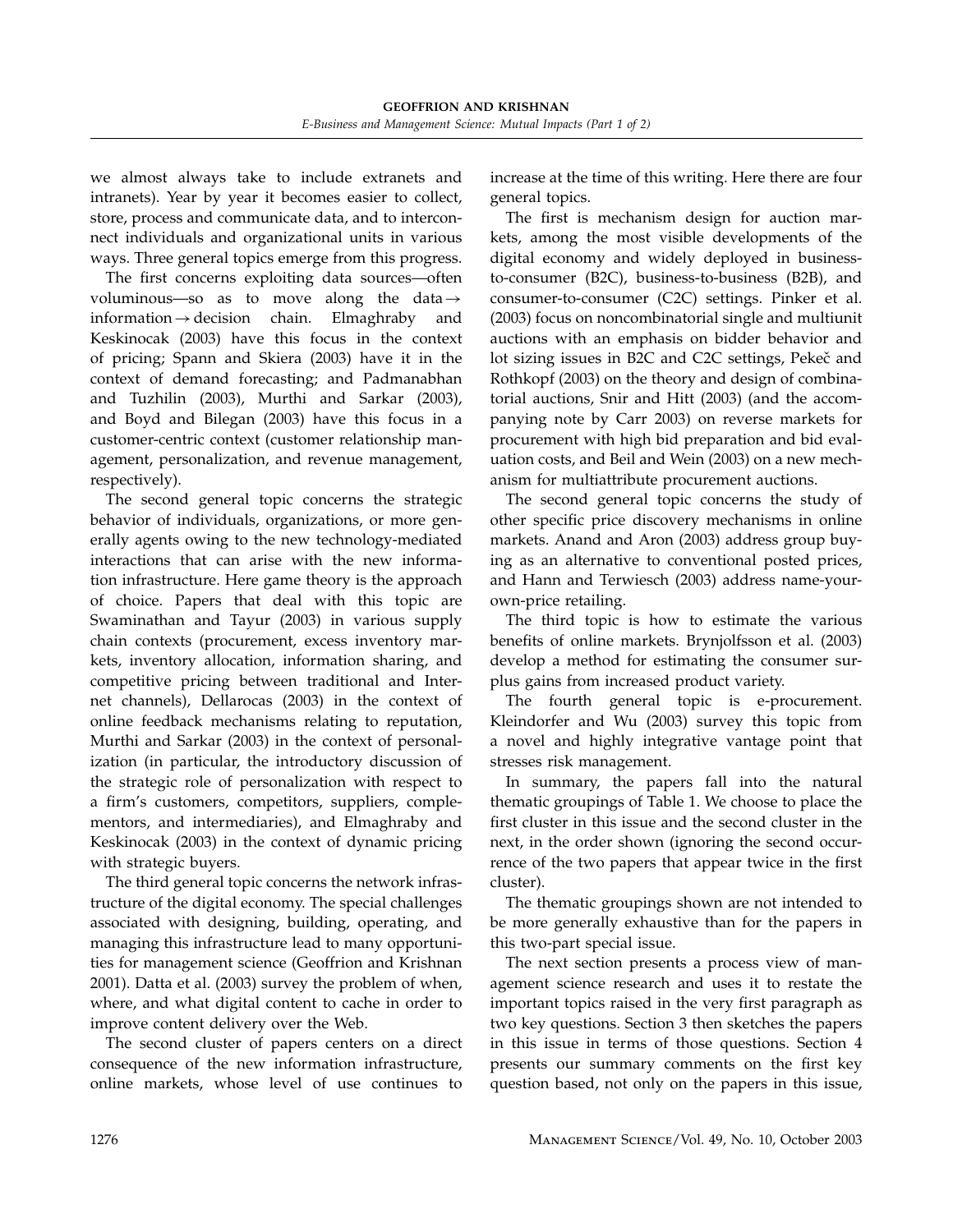we almost always take to include extranets and intranets). Year by year it becomes easier to collect, store, process and communicate data, and to interconnect individuals and organizational units in various ways. Three general topics emerge from this progress.

The first concerns exploiting data sources—often voluminous—so as to move along the data → information → decision chain. Elmaghraby and Keskinocak (2003) have this focus in the context of pricing; Spann and Skiera (2003) have it in the context of demand forecasting; and Padmanabhan and Tuzhilin (2003), Murthi and Sarkar (2003), and Boyd and Bilegan (2003) have this focus in a customer-centric context (customer relationship management, personalization, and revenue management, respectively).

The second general topic concerns the strategic behavior of individuals, organizations, or more generally agents owing to the new technology-mediated interactions that can arise with the new information infrastructure. Here game theory is the approach of choice. Papers that deal with this topic are Swaminathan and Tayur (2003) in various supply chain contexts (procurement, excess inventory markets, inventory allocation, information sharing, and competitive pricing between traditional and Internet channels), Dellarocas (2003) in the context of online feedback mechanisms relating to reputation, Murthi and Sarkar (2003) in the context of personalization (in particular, the introductory discussion of the strategic role of personalization with respect to a firm's customers, competitors, suppliers, complementors, and intermediaries), and Elmaghraby and Keskinocak (2003) in the context of dynamic pricing with strategic buyers.

The third general topic concerns the network infrastructure of the digital economy. The special challenges associated with designing, building, operating, and managing this infrastructure lead to many opportunities for management science (Geoffrion and Krishnan 2001). Datta et al. (2003) survey the problem of when, where, and what digital content to cache in order to improve content delivery over the Web.

The second cluster of papers centers on a direct consequence of the new information infrastructure, online markets, whose level of use continues to increase at the time of this writing. Here there are four general topics.

The first is mechanism design for auction markets, among the most visible developments of the digital economy and widely deployed in business-to-consumer (B2C), business-to-business (B2B), and consumer-to-consumer (C2C) settings. Pinker et al. (2003) focus on noncombinatorial single and multiunit auctions with an emphasis on bidder behavior and lot sizing issues in B2C and C2C settings, Pekeč and Rothkopf (2003) on the theory and design of combinatorial auctions, Snir and Hitt (2003) (and the accompanying note by Carr 2003) on reverse markets for procurement with high bid preparation and bid evaluation costs, and Beil and Wein (2003) on a new mechanism for multiattribute procurement auctions.

The second general topic concerns the study of other specific price discovery mechanisms in online markets. Anand and Aron (2003) address group buying as an alternative to conventional posted prices, and Hann and Terwiesch (2003) address name-your-own-price retailing.

The third topic is how to estimate the various benefits of online markets. Brynjolfsson et al. (2003) develop a method for estimating the consumer surplus gains from increased product variety.

The fourth general topic is e-procurement. Kleindorfer and Wu (2003) survey this topic from a novel and highly integrative vantage point that stresses risk management.

In summary, the papers fall into the natural thematic groupings of Table 1. We choose to place the first cluster in this issue and the second cluster in the next, in the order shown (ignoring the second occurrence of the two papers that appear twice in the first cluster).

The thematic groupings shown are not intended to be more generally exhaustive than for the papers in this two-part special issue.

The next section presents a process view of management science research and uses it to restate the important topics raised in the very first paragraph as two key questions. Section 3 then sketches the papers in this issue in terms of those questions. Section 4 presents our summary comments on the first key question based, not only on the papers in this issue,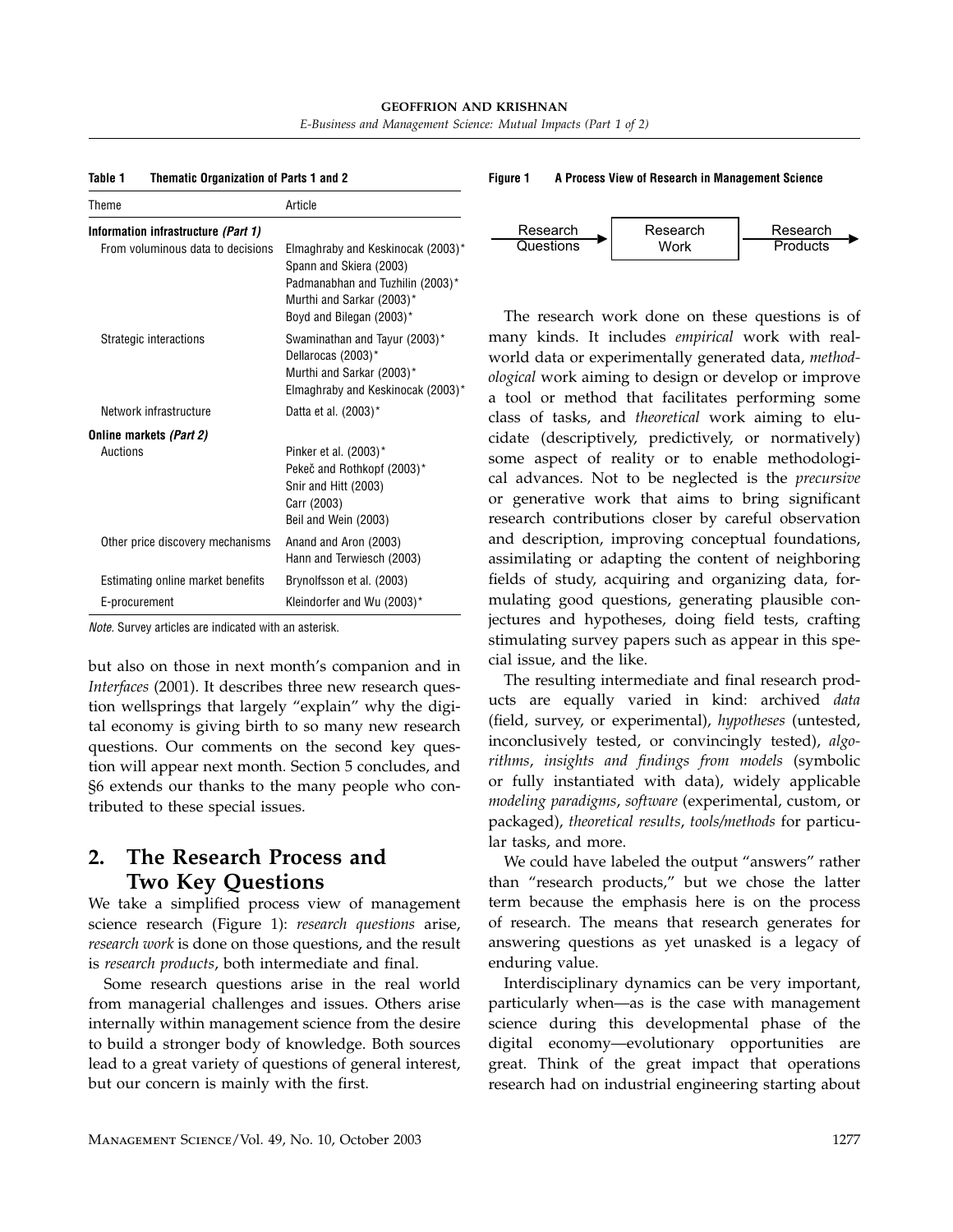**Table 1 Thematic Organization of Parts 1 and 2**

| Theme | Article |
|---|---|
| **Information infrastructure *(Part 1)*** | |
| From voluminous data to decisions | Elmaghraby and Keskinocak (2003)* |
| | Spann and Skiera (2003) |
| | Padmanabhan and Tuzhilin (2003)* |
| | Murthi and Sarkar (2003)* |
| | Boyd and Bilegan (2003)* |
| Strategic interactions | Swaminathan and Tayur (2003)* |
| | Dellarocas (2003)* |
| | Murthi and Sarkar (2003)* |
| | Elmaghraby and Keskinocak (2003)* |
| Network infrastructure | Datta et al. (2003)* |
| **Online markets *(Part 2)*** | |
| Auctions | Pinker et al. (2003)* |
| | Pekeč and Rothkopf (2003)* |
| | Snir and Hitt (2003) |
| | Carr (2003) |
| | Beil and Wein (2003) |
| Other price discovery mechanisms | Anand and Aron (2003) |
| | Hann and Terwiesch (2003) |
| Estimating online market benefits | Brynolfsson et al. (2003) |
| E-procurement | Kleindorfer and Wu (2003)* |

*Note.* Survey articles are indicated with an asterisk.

but also on those in next month's companion and in *Interfaces* (2001). It describes three new research question wellsprings that largely "explain" why the digital economy is giving birth to so many new research questions. Our comments on the second key question will appear next month. Section 5 concludes, and §6 extends our thanks to the many people who contributed to these special issues.

## 2. The Research Process and Two Key Questions

We take a simplified process view of management science research (Figure 1): *research questions* arise, *research work* is done on those questions, and the result is *research products*, both intermediate and final.

Some research questions arise in the real world from managerial challenges and issues. Others arise internally within management science from the desire to build a stronger body of knowledge. Both sources lead to a great variety of questions of general interest, but our concern is mainly with the first.

**Figure 1 A Process View of Research in Management Science**

Research Questions → Research Work → Research Products

The research work done on these questions is of many kinds. It includes *empirical* work with real-world data or experimentally generated data, *methodological* work aiming to design or develop or improve a tool or method that facilitates performing some class of tasks, and *theoretical* work aiming to elucidate (descriptively, predictively, or normatively) some aspect of reality or to enable methodological advances. Not to be neglected is the *precursive* or generative work that aims to bring significant research contributions closer by careful observation and description, improving conceptual foundations, assimilating or adapting the content of neighboring fields of study, acquiring and organizing data, formulating good questions, generating plausible conjectures and hypotheses, doing field tests, crafting stimulating survey papers such as appear in this special issue, and the like.

The resulting intermediate and final research products are equally varied in kind: archived *data* (field, survey, or experimental), *hypotheses* (untested, inconclusively tested, or convincingly tested), *algorithms*, *insights and findings from models* (symbolic or fully instantiated with data), widely applicable *modeling paradigms*, *software* (experimental, custom, or packaged), *theoretical results*, *tools/methods* for particular tasks, and more.

We could have labeled the output "answers" rather than "research products," but we chose the latter term because the emphasis here is on the process of research. The means that research generates for answering questions as yet unasked is a legacy of enduring value.

Interdisciplinary dynamics can be very important, particularly when—as is the case with management science during this developmental phase of the digital economy—evolutionary opportunities are great. Think of the great impact that operations research had on industrial engineering starting about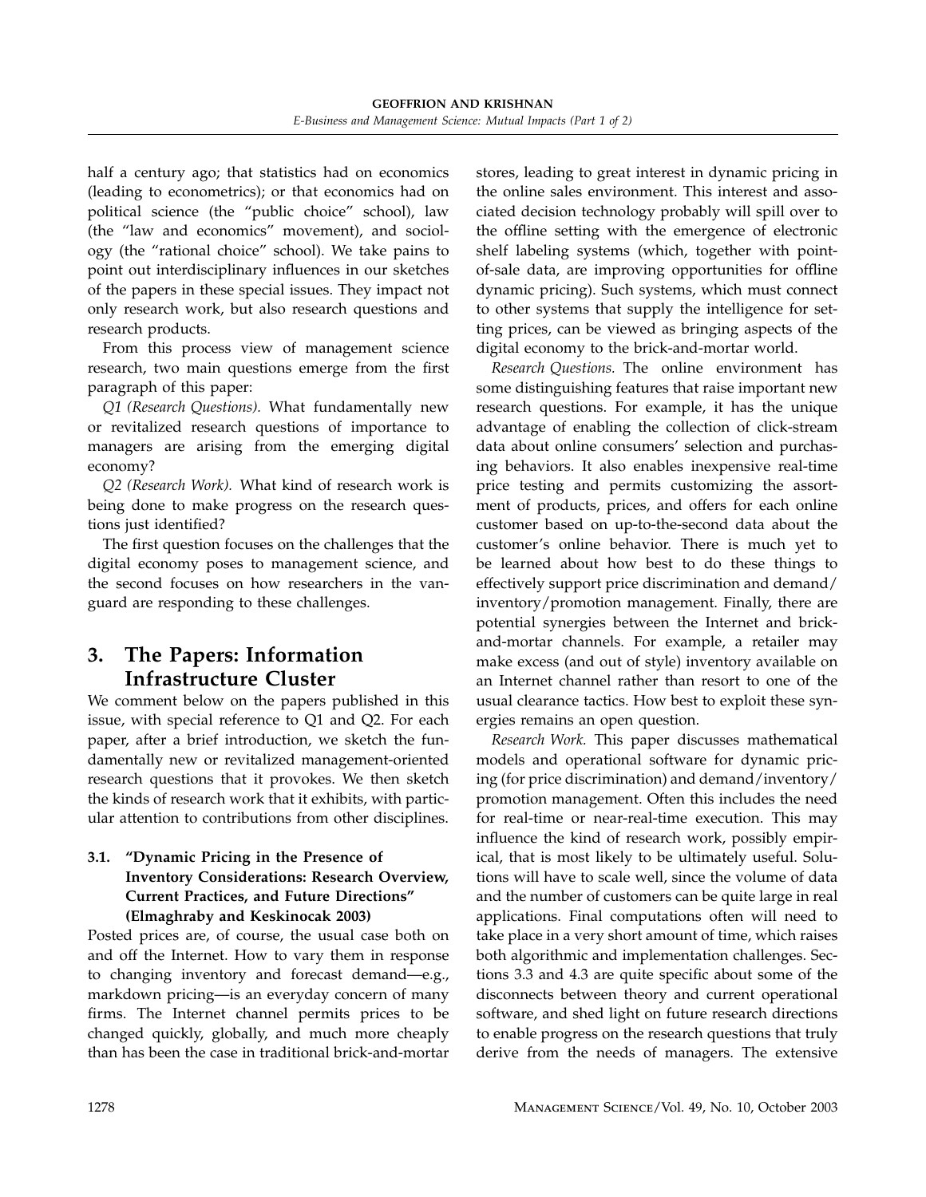half a century ago; that statistics had on economics (leading to econometrics); or that economics had on political science (the "public choice" school), law (the "law and economics" movement), and sociology (the "rational choice" school). We take pains to point out interdisciplinary influences in our sketches of the papers in these special issues. They impact not only research work, but also research questions and research products.

From this process view of management science research, two main questions emerge from the first paragraph of this paper:

*Q1 (Research Questions).* What fundamentally new or revitalized research questions of importance to managers are arising from the emerging digital economy?

*Q2 (Research Work).* What kind of research work is being done to make progress on the research questions just identified?

The first question focuses on the challenges that the digital economy poses to management science, and the second focuses on how researchers in the vanguard are responding to these challenges.

## 3. The Papers: Information Infrastructure Cluster

We comment below on the papers published in this issue, with special reference to Q1 and Q2. For each paper, after a brief introduction, we sketch the fundamentally new or revitalized management-oriented research questions that it provokes. We then sketch the kinds of research work that it exhibits, with particular attention to contributions from other disciplines.

### 3.1. "Dynamic Pricing in the Presence of Inventory Considerations: Research Overview, Current Practices, and Future Directions" (Elmaghraby and Keskinocak 2003)

Posted prices are, of course, the usual case both on and off the Internet. How to vary them in response to changing inventory and forecast demand—e.g., markdown pricing—is an everyday concern of many firms. The Internet channel permits prices to be changed quickly, globally, and much more cheaply than has been the case in traditional brick-and-mortar stores, leading to great interest in dynamic pricing in the online sales environment. This interest and associated decision technology probably will spill over to the offline setting with the emergence of electronic shelf labeling systems (which, together with point-of-sale data, are improving opportunities for offline dynamic pricing). Such systems, which must connect to other systems that supply the intelligence for setting prices, can be viewed as bringing aspects of the digital economy to the brick-and-mortar world.

*Research Questions.* The online environment has some distinguishing features that raise important new research questions. For example, it has the unique advantage of enabling the collection of click-stream data about online consumers' selection and purchasing behaviors. It also enables inexpensive real-time price testing and permits customizing the assortment of products, prices, and offers for each online customer based on up-to-the-second data about the customer's online behavior. There is much yet to be learned about how best to do these things to effectively support price discrimination and demand/inventory/promotion management. Finally, there are potential synergies between the Internet and brick-and-mortar channels. For example, a retailer may make excess (and out of style) inventory available on an Internet channel rather than resort to one of the usual clearance tactics. How best to exploit these synergies remains an open question.

*Research Work.* This paper discusses mathematical models and operational software for dynamic pricing (for price discrimination) and demand/inventory/promotion management. Often this includes the need for real-time or near-real-time execution. This may influence the kind of research work, possibly empirical, that is most likely to be ultimately useful. Solutions will have to scale well, since the volume of data and the number of customers can be quite large in real applications. Final computations often will need to take place in a very short amount of time, which raises both algorithmic and implementation challenges. Sections 3.3 and 4.3 are quite specific about some of the disconnects between theory and current operational software, and shed light on future research directions to enable progress on the research questions that truly derive from the needs of managers. The extensive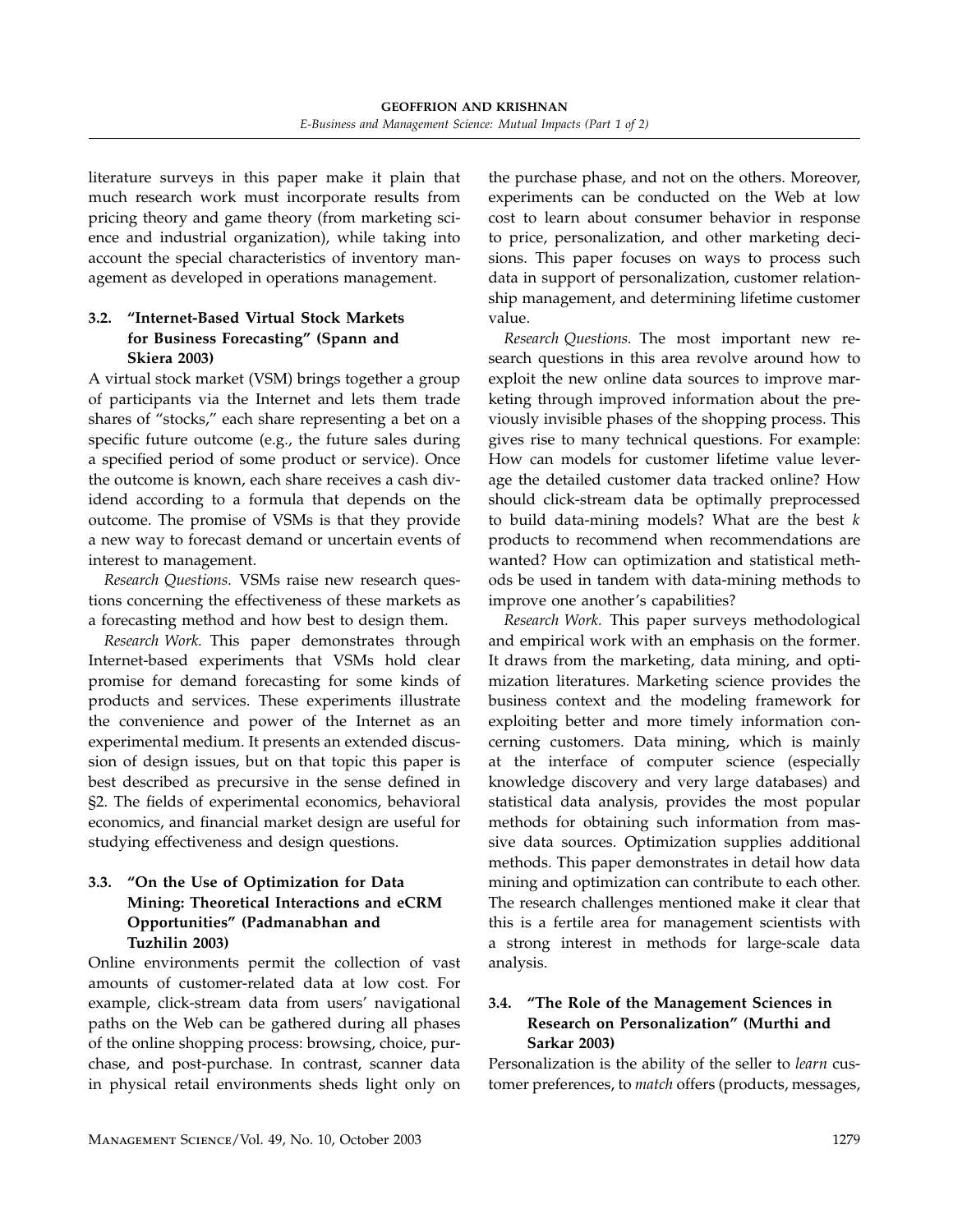literature surveys in this paper make it plain that much research work must incorporate results from pricing theory and game theory (from marketing science and industrial organization), while taking into account the special characteristics of inventory management as developed in operations management.

### 3.2. "Internet-Based Virtual Stock Markets for Business Forecasting" (Spann and Skiera 2003)

A virtual stock market (VSM) brings together a group of participants via the Internet and lets them trade shares of "stocks," each share representing a bet on a specific future outcome (e.g., the future sales during a specified period of some product or service). Once the outcome is known, each share receives a cash dividend according to a formula that depends on the outcome. The promise of VSMs is that they provide a new way to forecast demand or uncertain events of interest to management.

*Research Questions.* VSMs raise new research questions concerning the effectiveness of these markets as a forecasting method and how best to design them.

*Research Work.* This paper demonstrates through Internet-based experiments that VSMs hold clear promise for demand forecasting for some kinds of products and services. These experiments illustrate the convenience and power of the Internet as an experimental medium. It presents an extended discussion of design issues, but on that topic this paper is best described as precursive in the sense defined in §2. The fields of experimental economics, behavioral economics, and financial market design are useful for studying effectiveness and design questions.

### 3.3. "On the Use of Optimization for Data Mining: Theoretical Interactions and eCRM Opportunities" (Padmanabhan and Tuzhilin 2003)

Online environments permit the collection of vast amounts of customer-related data at low cost. For example, click-stream data from users' navigational paths on the Web can be gathered during all phases of the online shopping process: browsing, choice, purchase, and post-purchase. In contrast, scanner data in physical retail environments sheds light only on the purchase phase, and not on the others. Moreover, experiments can be conducted on the Web at low cost to learn about consumer behavior in response to price, personalization, and other marketing decisions. This paper focuses on ways to process such data in support of personalization, customer relationship management, and determining lifetime customer value.

*Research Questions.* The most important new research questions in this area revolve around how to exploit the new online data sources to improve marketing through improved information about the previously invisible phases of the shopping process. This gives rise to many technical questions. For example: How can models for customer lifetime value leverage the detailed customer data tracked online? How should click-stream data be optimally preprocessed to build data-mining models? What are the best $k$ products to recommend when recommendations are wanted? How can optimization and statistical methods be used in tandem with data-mining methods to improve one another's capabilities?

*Research Work.* This paper surveys methodological and empirical work with an emphasis on the former. It draws from the marketing, data mining, and optimization literatures. Marketing science provides the business context and the modeling framework for exploiting better and more timely information concerning customers. Data mining, which is mainly at the interface of computer science (especially knowledge discovery and very large databases) and statistical data analysis, provides the most popular methods for obtaining such information from massive data sources. Optimization supplies additional methods. This paper demonstrates in detail how data mining and optimization can contribute to each other. The research challenges mentioned make it clear that this is a fertile area for management scientists with a strong interest in methods for large-scale data analysis.

### 3.4. "The Role of the Management Sciences in Research on Personalization" (Murthi and Sarkar 2003)

Personalization is the ability of the seller to *learn* customer preferences, to *match* offers (products, messages,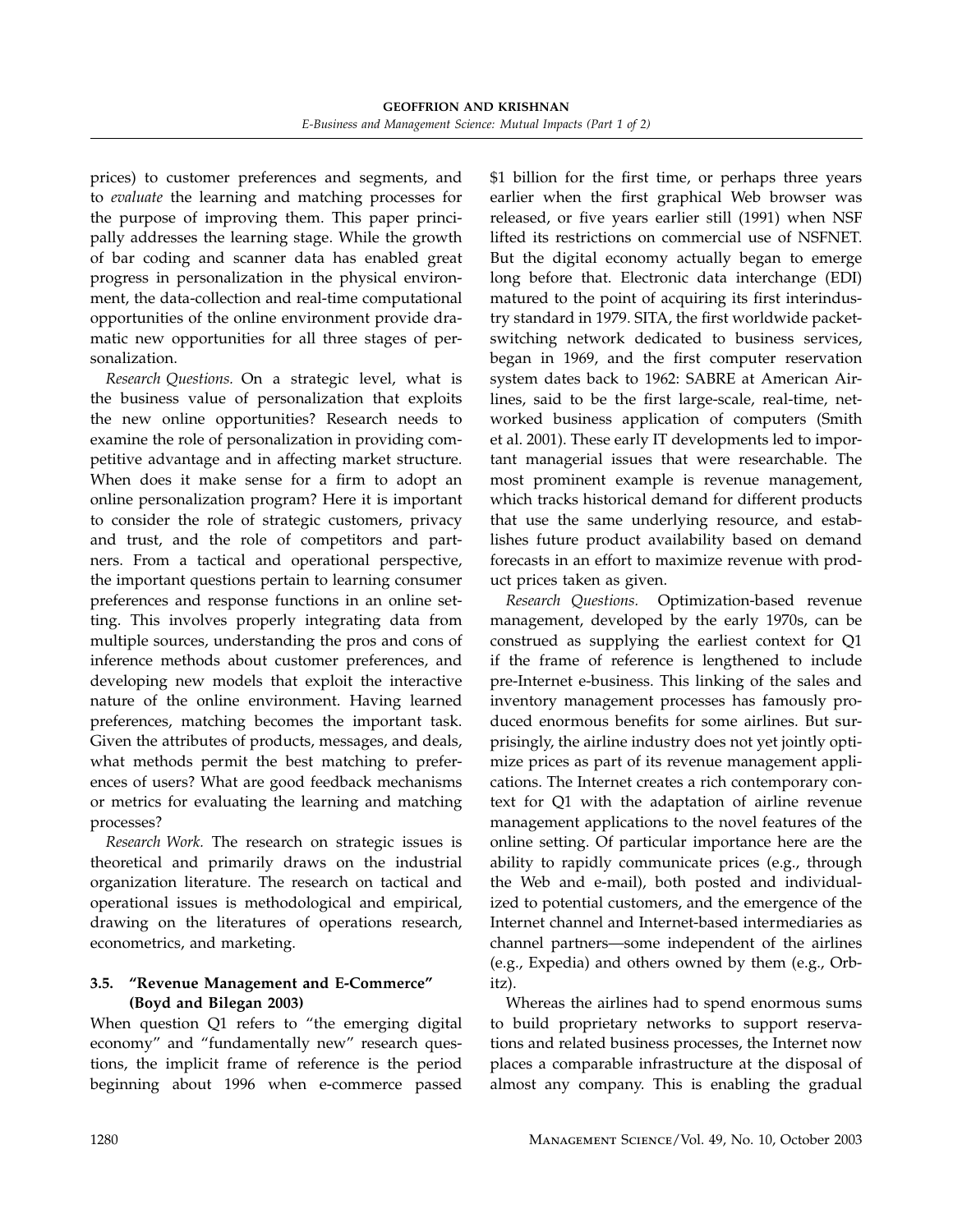prices) to customer preferences and segments, and to *evaluate* the learning and matching processes for the purpose of improving them. This paper principally addresses the learning stage. While the growth of bar coding and scanner data has enabled great progress in personalization in the physical environment, the data-collection and real-time computational opportunities of the online environment provide dramatic new opportunities for all three stages of personalization.

*Research Questions.* On a strategic level, what is the business value of personalization that exploits the new online opportunities? Research needs to examine the role of personalization in providing competitive advantage and in affecting market structure. When does it make sense for a firm to adopt an online personalization program? Here it is important to consider the role of strategic customers, privacy and trust, and the role of competitors and partners. From a tactical and operational perspective, the important questions pertain to learning consumer preferences and response functions in an online setting. This involves properly integrating data from multiple sources, understanding the pros and cons of inference methods about customer preferences, and developing new models that exploit the interactive nature of the online environment. Having learned preferences, matching becomes the important task. Given the attributes of products, messages, and deals, what methods permit the best matching to preferences of users? What are good feedback mechanisms or metrics for evaluating the learning and matching processes?

*Research Work.* The research on strategic issues is theoretical and primarily draws on the industrial organization literature. The research on tactical and operational issues is methodological and empirical, drawing on the literatures of operations research, econometrics, and marketing.

### 3.5. "Revenue Management and E-Commerce" (Boyd and Bilegan 2003)

When question Q1 refers to "the emerging digital economy" and "fundamentally new" research questions, the implicit frame of reference is the period beginning about 1996 when e-commerce passed $1 billion for the first time, or perhaps three years earlier when the first graphical Web browser was released, or five years earlier still (1991) when NSF lifted its restrictions on commercial use of NSFNET. But the digital economy actually began to emerge long before that. Electronic data interchange (EDI) matured to the point of acquiring its first interindustry standard in 1979. SITA, the first worldwide packet-switching network dedicated to business services, began in 1969, and the first computer reservation system dates back to 1962: SABRE at American Airlines, said to be the first large-scale, real-time, networked business application of computers (Smith et al. 2001). These early IT developments led to important managerial issues that were researchable. The most prominent example is revenue management, which tracks historical demand for different products that use the same underlying resource, and establishes future product availability based on demand forecasts in an effort to maximize revenue with product prices taken as given.

*Research Questions.* Optimization-based revenue management, developed by the early 1970s, can be construed as supplying the earliest context for Q1 if the frame of reference is lengthened to include pre-Internet e-business. This linking of the sales and inventory management processes has famously produced enormous benefits for some airlines. But surprisingly, the airline industry does not yet jointly optimize prices as part of its revenue management applications. The Internet creates a rich contemporary context for Q1 with the adaptation of airline revenue management applications to the novel features of the online setting. Of particular importance here are the ability to rapidly communicate prices (e.g., through the Web and e-mail), both posted and individualized to potential customers, and the emergence of the Internet channel and Internet-based intermediaries as channel partners—some independent of the airlines (e.g., Expedia) and others owned by them (e.g., Orbitz).

Whereas the airlines had to spend enormous sums to build proprietary networks to support reservations and related business processes, the Internet now places a comparable infrastructure at the disposal of almost any company. This is enabling the gradual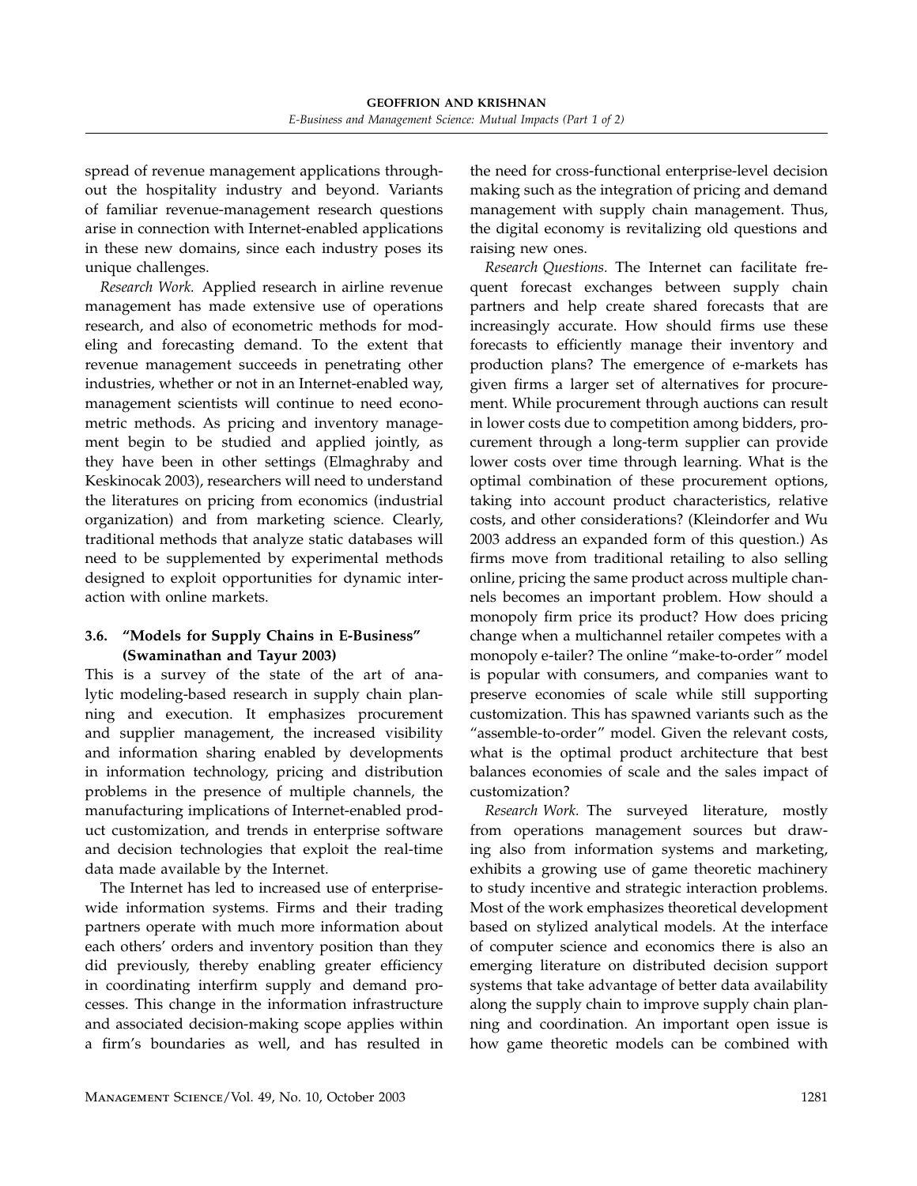spread of revenue management applications throughout the hospitality industry and beyond. Variants of familiar revenue-management research questions arise in connection with Internet-enabled applications in these new domains, since each industry poses its unique challenges.

*Research Work.* Applied research in airline revenue management has made extensive use of operations research, and also of econometric methods for modeling and forecasting demand. To the extent that revenue management succeeds in penetrating other industries, whether or not in an Internet-enabled way, management scientists will continue to need econometric methods. As pricing and inventory management begin to be studied and applied jointly, as they have been in other settings (Elmaghraby and Keskinocak 2003), researchers will need to understand the literatures on pricing from economics (industrial organization) and from marketing science. Clearly, traditional methods that analyze static databases will need to be supplemented by experimental methods designed to exploit opportunities for dynamic interaction with online markets.

### 3.6. "Models for Supply Chains in E-Business" (Swaminathan and Tayur 2003)

This is a survey of the state of the art of analytic modeling-based research in supply chain planning and execution. It emphasizes procurement and supplier management, the increased visibility and information sharing enabled by developments in information technology, pricing and distribution problems in the presence of multiple channels, the manufacturing implications of Internet-enabled product customization, and trends in enterprise software and decision technologies that exploit the real-time data made available by the Internet.

The Internet has led to increased use of enterprise-wide information systems. Firms and their trading partners operate with much more information about each others' orders and inventory position than they did previously, thereby enabling greater efficiency in coordinating interfirm supply and demand processes. This change in the information infrastructure and associated decision-making scope applies within a firm's boundaries as well, and has resulted in the need for cross-functional enterprise-level decision making such as the integration of pricing and demand management with supply chain management. Thus, the digital economy is revitalizing old questions and raising new ones.

*Research Questions.* The Internet can facilitate frequent forecast exchanges between supply chain partners and help create shared forecasts that are increasingly accurate. How should firms use these forecasts to efficiently manage their inventory and production plans? The emergence of e-markets has given firms a larger set of alternatives for procurement. While procurement through auctions can result in lower costs due to competition among bidders, procurement through a long-term supplier can provide lower costs over time through learning. What is the optimal combination of these procurement options, taking into account product characteristics, relative costs, and other considerations? (Kleindorfer and Wu 2003 address an expanded form of this question.) As firms move from traditional retailing to also selling online, pricing the same product across multiple channels becomes an important problem. How should a monopoly firm price its product? How does pricing change when a multichannel retailer competes with a monopoly e-tailer? The online "make-to-order" model is popular with consumers, and companies want to preserve economies of scale while still supporting customization. This has spawned variants such as the "assemble-to-order" model. Given the relevant costs, what is the optimal product architecture that best balances economies of scale and the sales impact of customization?

*Research Work.* The surveyed literature, mostly from operations management sources but drawing also from information systems and marketing, exhibits a growing use of game theoretic machinery to study incentive and strategic interaction problems. Most of the work emphasizes theoretical development based on stylized analytical models. At the interface of computer science and economics there is also an emerging literature on distributed decision support systems that take advantage of better data availability along the supply chain to improve supply chain planning and coordination. An important open issue is how game theoretic models can be combined with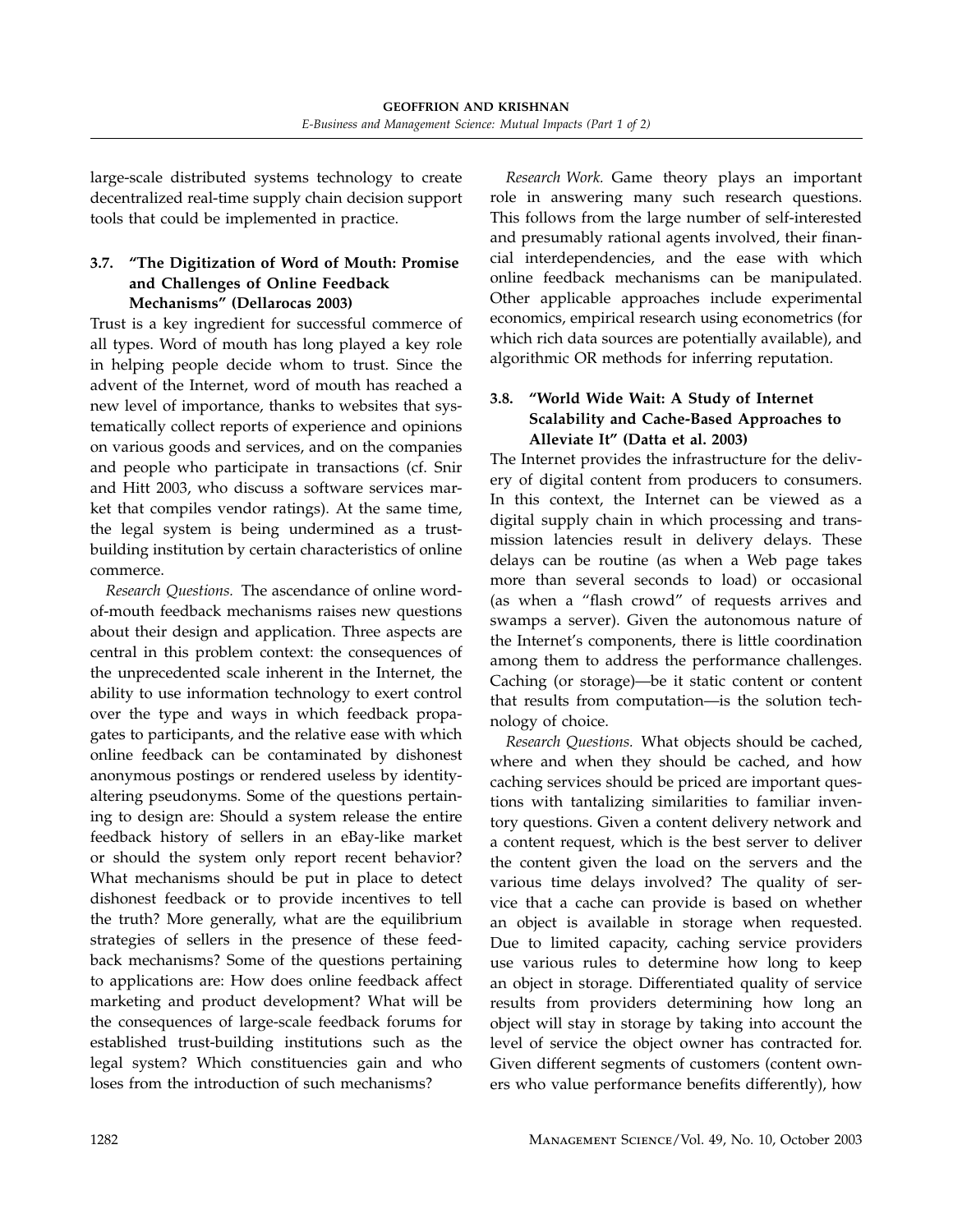large-scale distributed systems technology to create decentralized real-time supply chain decision support tools that could be implemented in practice.

### 3.7. "The Digitization of Word of Mouth: Promise and Challenges of Online Feedback Mechanisms" (Dellarocas 2003)

Trust is a key ingredient for successful commerce of all types. Word of mouth has long played a key role in helping people decide whom to trust. Since the advent of the Internet, word of mouth has reached a new level of importance, thanks to websites that systematically collect reports of experience and opinions on various goods and services, and on the companies and people who participate in transactions (cf. Snir and Hitt 2003, who discuss a software services market that compiles vendor ratings). At the same time, the legal system is being undermined as a trust-building institution by certain characteristics of online commerce.

*Research Questions.* The ascendance of online word-of-mouth feedback mechanisms raises new questions about their design and application. Three aspects are central in this problem context: the consequences of the unprecedented scale inherent in the Internet, the ability to use information technology to exert control over the type and ways in which feedback propagates to participants, and the relative ease with which online feedback can be contaminated by dishonest anonymous postings or rendered useless by identity-altering pseudonyms. Some of the questions pertaining to design are: Should a system release the entire feedback history of sellers in an eBay-like market or should the system only report recent behavior? What mechanisms should be put in place to detect dishonest feedback or to provide incentives to tell the truth? More generally, what are the equilibrium strategies of sellers in the presence of these feedback mechanisms? Some of the questions pertaining to applications are: How does online feedback affect marketing and product development? What will be the consequences of large-scale feedback forums for established trust-building institutions such as the legal system? Which constituencies gain and who loses from the introduction of such mechanisms?

*Research Work.* Game theory plays an important role in answering many such research questions. This follows from the large number of self-interested and presumably rational agents involved, their financial interdependencies, and the ease with which online feedback mechanisms can be manipulated. Other applicable approaches include experimental economics, empirical research using econometrics (for which rich data sources are potentially available), and algorithmic OR methods for inferring reputation.

### 3.8. "World Wide Wait: A Study of Internet Scalability and Cache-Based Approaches to Alleviate It" (Datta et al. 2003)

The Internet provides the infrastructure for the delivery of digital content from producers to consumers. In this context, the Internet can be viewed as a digital supply chain in which processing and transmission latencies result in delivery delays. These delays can be routine (as when a Web page takes more than several seconds to load) or occasional (as when a "flash crowd" of requests arrives and swamps a server). Given the autonomous nature of the Internet's components, there is little coordination among them to address the performance challenges. Caching (or storage)—be it static content or content that results from computation—is the solution technology of choice.

*Research Questions.* What objects should be cached, where and when they should be cached, and how caching services should be priced are important questions with tantalizing similarities to familiar inventory questions. Given a content delivery network and a content request, which is the best server to deliver the content given the load on the servers and the various time delays involved? The quality of service that a cache can provide is based on whether an object is available in storage when requested. Due to limited capacity, caching service providers use various rules to determine how long to keep an object in storage. Differentiated quality of service results from providers determining how long an object will stay in storage by taking into account the level of service the object owner has contracted for. Given different segments of customers (content owners who value performance benefits differently), how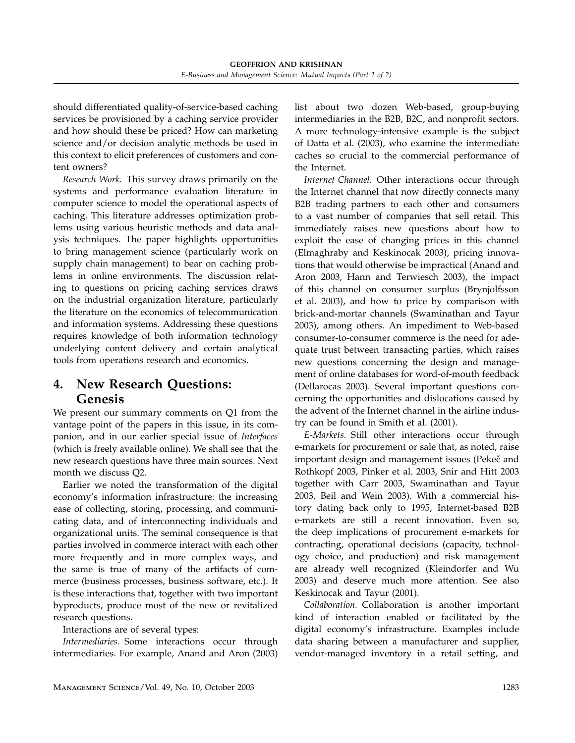should differentiated quality-of-service-based caching services be provisioned by a caching service provider and how should these be priced? How can marketing science and/or decision analytic methods be used in this context to elicit preferences of customers and content owners?

*Research Work.* This survey draws primarily on the systems and performance evaluation literature in computer science to model the operational aspects of caching. This literature addresses optimization problems using various heuristic methods and data analysis techniques. The paper highlights opportunities to bring management science (particularly work on supply chain management) to bear on caching problems in online environments. The discussion relating to questions on pricing caching services draws on the industrial organization literature, particularly the literature on the economics of telecommunication and information systems. Addressing these questions requires knowledge of both information technology underlying content delivery and certain analytical tools from operations research and economics.

## 4. New Research Questions: Genesis

We present our summary comments on Q1 from the vantage point of the papers in this issue, in its companion, and in our earlier special issue of *Interfaces* (which is freely available online). We shall see that the new research questions have three main sources. Next month we discuss Q2.

Earlier we noted the transformation of the digital economy's information infrastructure: the increasing ease of collecting, storing, processing, and communicating data, and of interconnecting individuals and organizational units. The seminal consequence is that parties involved in commerce interact with each other more frequently and in more complex ways, and the same is true of many of the artifacts of commerce (business processes, business software, etc.). It is these interactions that, together with two important byproducts, produce most of the new or revitalized research questions.

Interactions are of several types:

*Intermediaries.* Some interactions occur through intermediaries. For example, Anand and Aron (2003) list about two dozen Web-based, group-buying intermediaries in the B2B, B2C, and nonprofit sectors. A more technology-intensive example is the subject of Datta et al. (2003), who examine the intermediate caches so crucial to the commercial performance of the Internet.

*Internet Channel.* Other interactions occur through the Internet channel that now directly connects many B2B trading partners to each other and consumers to a vast number of companies that sell retail. This immediately raises new questions about how to exploit the ease of changing prices in this channel (Elmaghraby and Keskinocak 2003), pricing innovations that would otherwise be impractical (Anand and Aron 2003, Hann and Terwiesch 2003), the impact of this channel on consumer surplus (Brynjolfsson et al. 2003), and how to price by comparison with brick-and-mortar channels (Swaminathan and Tayur 2003), among others. An impediment to Web-based consumer-to-consumer commerce is the need for adequate trust between transacting parties, which raises new questions concerning the design and management of online databases for word-of-mouth feedback (Dellarocas 2003). Several important questions concerning the opportunities and dislocations caused by the advent of the Internet channel in the airline industry can be found in Smith et al. (2001).

*E-Markets.* Still other interactions occur through e-markets for procurement or sale that, as noted, raise important design and management issues (Pekeč and Rothkopf 2003, Pinker et al. 2003, Snir and Hitt 2003 together with Carr 2003, Swaminathan and Tayur 2003, Beil and Wein 2003). With a commercial history dating back only to 1995, Internet-based B2B e-markets are still a recent innovation. Even so, the deep implications of procurement e-markets for contracting, operational decisions (capacity, technology choice, and production) and risk management are already well recognized (Kleindorfer and Wu 2003) and deserve much more attention. See also Keskinocak and Tayur (2001).

*Collaboration.* Collaboration is another important kind of interaction enabled or facilitated by the digital economy's infrastructure. Examples include data sharing between a manufacturer and supplier, vendor-managed inventory in a retail setting, and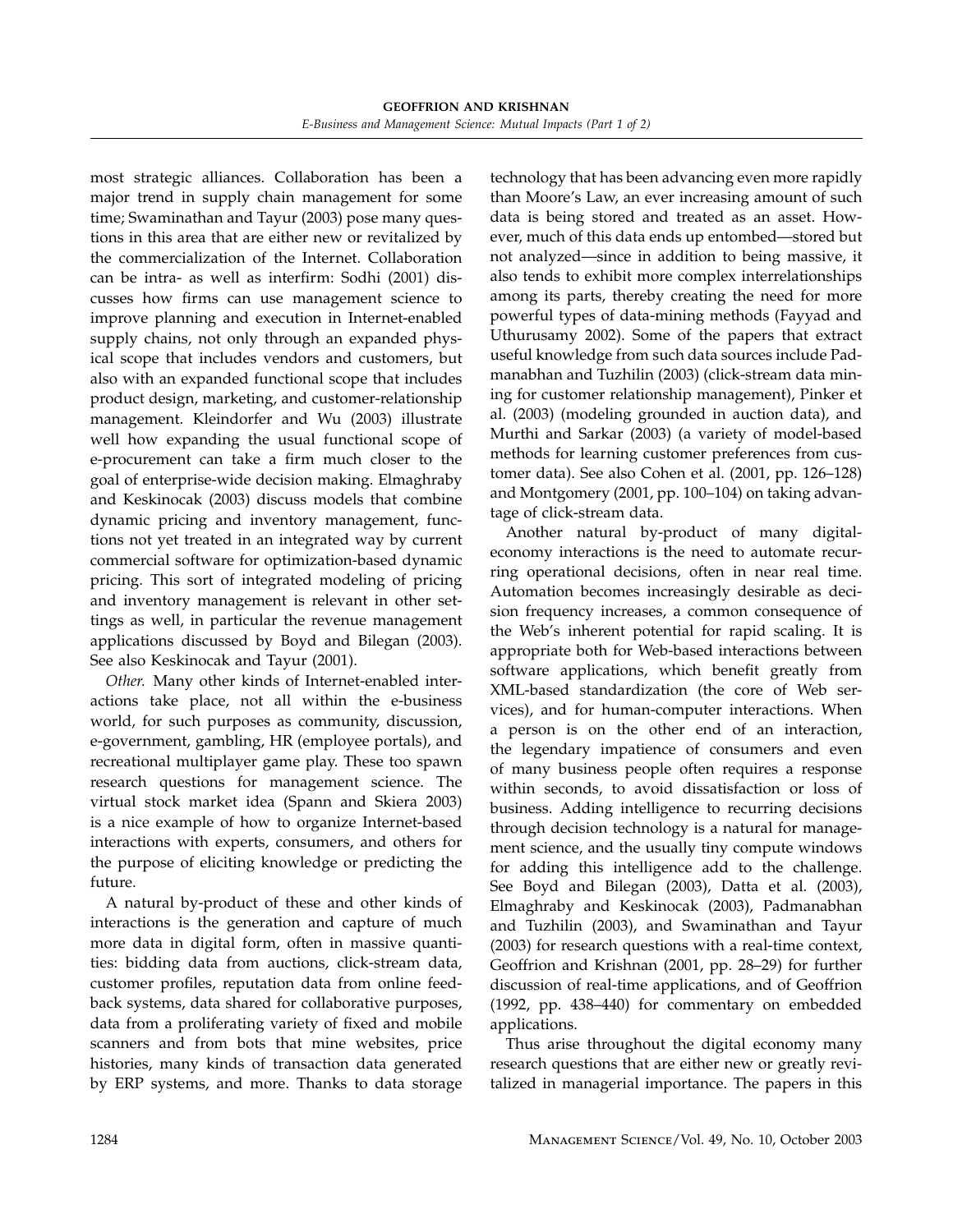most strategic alliances. Collaboration has been a major trend in supply chain management for some time; Swaminathan and Tayur (2003) pose many questions in this area that are either new or revitalized by the commercialization of the Internet. Collaboration can be intra- as well as interfirm: Sodhi (2001) discusses how firms can use management science to improve planning and execution in Internet-enabled supply chains, not only through an expanded physical scope that includes vendors and customers, but also with an expanded functional scope that includes product design, marketing, and customer-relationship management. Kleindorfer and Wu (2003) illustrate well how expanding the usual functional scope of e-procurement can take a firm much closer to the goal of enterprise-wide decision making. Elmaghraby and Keskinocak (2003) discuss models that combine dynamic pricing and inventory management, functions not yet treated in an integrated way by current commercial software for optimization-based dynamic pricing. This sort of integrated modeling of pricing and inventory management is relevant in other settings as well, in particular the revenue management applications discussed by Boyd and Bilegan (2003). See also Keskinocak and Tayur (2001).

*Other.* Many other kinds of Internet-enabled interactions take place, not all within the e-business world, for such purposes as community, discussion, e-government, gambling, HR (employee portals), and recreational multiplayer game play. These too spawn research questions for management science. The virtual stock market idea (Spann and Skiera 2003) is a nice example of how to organize Internet-based interactions with experts, consumers, and others for the purpose of eliciting knowledge or predicting the future.

A natural by-product of these and other kinds of interactions is the generation and capture of much more data in digital form, often in massive quantities: bidding data from auctions, click-stream data, customer profiles, reputation data from online feedback systems, data shared for collaborative purposes, data from a proliferating variety of fixed and mobile scanners and from bots that mine websites, price histories, many kinds of transaction data generated by ERP systems, and more. Thanks to data storage technology that has been advancing even more rapidly than Moore's Law, an ever increasing amount of such data is being stored and treated as an asset. However, much of this data ends up entombed—stored but not analyzed—since in addition to being massive, it also tends to exhibit more complex interrelationships among its parts, thereby creating the need for more powerful types of data-mining methods (Fayyad and Uthurusamy 2002). Some of the papers that extract useful knowledge from such data sources include Padmanabhan and Tuzhilin (2003) (click-stream data mining for customer relationship management), Pinker et al. (2003) (modeling grounded in auction data), and Murthi and Sarkar (2003) (a variety of model-based methods for learning customer preferences from customer data). See also Cohen et al. (2001, pp. 126–128) and Montgomery (2001, pp. 100–104) on taking advantage of click-stream data.

Another natural by-product of many digital-economy interactions is the need to automate recurring operational decisions, often in near real time. Automation becomes increasingly desirable as decision frequency increases, a common consequence of the Web's inherent potential for rapid scaling. It is appropriate both for Web-based interactions between software applications, which benefit greatly from XML-based standardization (the core of Web services), and for human-computer interactions. When a person is on the other end of an interaction, the legendary impatience of consumers and even of many business people often requires a response within seconds, to avoid dissatisfaction or loss of business. Adding intelligence to recurring decisions through decision technology is a natural for management science, and the usually tiny compute windows for adding this intelligence add to the challenge. See Boyd and Bilegan (2003), Datta et al. (2003), Elmaghraby and Keskinocak (2003), Padmanabhan and Tuzhilin (2003), and Swaminathan and Tayur (2003) for research questions with a real-time context, Geoffrion and Krishnan (2001, pp. 28–29) for further discussion of real-time applications, and of Geoffrion (1992, pp. 438–440) for commentary on embedded applications.

Thus arise throughout the digital economy many research questions that are either new or greatly revitalized in managerial importance. The papers in this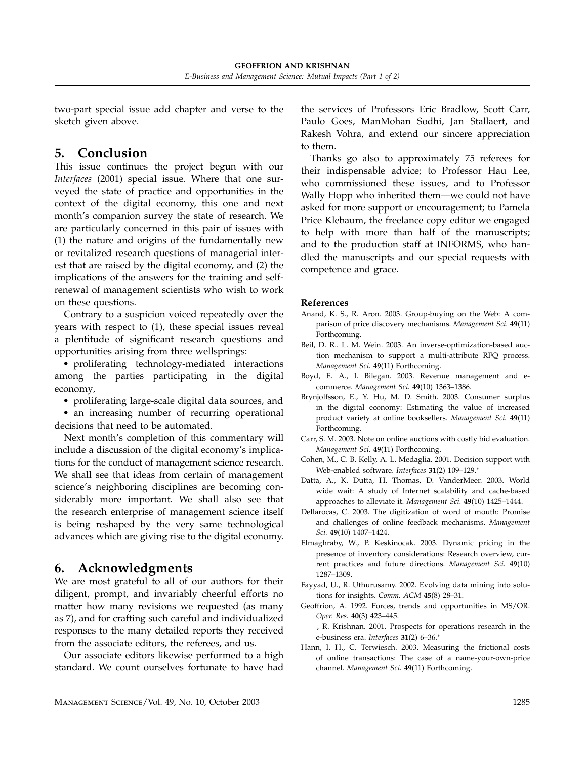two-part special issue add chapter and verse to the sketch given above.

## 5. Conclusion

This issue continues the project begun with our *Interfaces* (2001) special issue. Where that one surveyed the state of practice and opportunities in the context of the digital economy, this one and next month's companion survey the state of research. We are particularly concerned in this pair of issues with (1) the nature and origins of the fundamentally new or revitalized research questions of managerial interest that are raised by the digital economy, and (2) the implications of the answers for the training and self-renewal of management scientists who wish to work on these questions.

Contrary to a suspicion voiced repeatedly over the years with respect to (1), these special issues reveal a plentitude of significant research questions and opportunities arising from three wellsprings:

- proliferating technology-mediated interactions among the parties participating in the digital economy,
- proliferating large-scale digital data sources, and
- an increasing number of recurring operational decisions that need to be automated.

Next month's completion of this commentary will include a discussion of the digital economy's implications for the conduct of management science research. We shall see that ideas from certain of management science's neighboring disciplines are becoming considerably more important. We shall also see that the research enterprise of management science itself is being reshaped by the very same technological advances which are giving rise to the digital economy.

## 6. Acknowledgments

We are most grateful to all of our authors for their diligent, prompt, and invariably cheerful efforts no matter how many revisions we requested (as many as 7), and for crafting such careful and individualized responses to the many detailed reports they received from the associate editors, the referees, and us.

Our associate editors likewise performed to a high standard. We count ourselves fortunate to have had the services of Professors Eric Bradlow, Scott Carr, Paulo Goes, ManMohan Sodhi, Jan Stallaert, and Rakesh Vohra, and extend our sincere appreciation to them.

Thanks go also to approximately 75 referees for their indispensable advice; to Professor Hau Lee, who commissioned these issues, and to Professor Wally Hopp who inherited them—we could not have asked for more support or encouragement; to Pamela Price Klebaum, the freelance copy editor we engaged to help with more than half of the manuscripts; and to the production staff at INFORMS, who handled the manuscripts and our special requests with competence and grace.

### References

Anand, K. S., R. Aron. 2003. Group-buying on the Web: A comparison of price discovery mechanisms. *Management Sci.* **49**(11) Forthcoming.

Beil, D. R.. L. M. Wein. 2003. An inverse-optimization-based auction mechanism to support a multi-attribute RFQ process. *Management Sci.* **49**(11) Forthcoming.

Boyd, E. A., I. Bilegan. 2003. Revenue management and e-commerce. *Management Sci.* **49**(10) 1363–1386.

Brynjolfsson, E., Y. Hu, M. D. Smith. 2003. Consumer surplus in the digital economy: Estimating the value of increased product variety at online booksellers. *Management Sci.* **49**(11) Forthcoming.

Carr, S. M. 2003. Note on online auctions with costly bid evaluation. *Management Sci.* **49**(11) Forthcoming.

Cohen, M., C. B. Kelly, A. L. Medaglia. 2001. Decision support with Web-enabled software. *Interfaces* **31**(2) 109–129.*

Datta, A., K. Dutta, H. Thomas, D. VanderMeer. 2003. World wide wait: A study of Internet scalability and cache-based approaches to alleviate it. *Management Sci.* **49**(10) 1425–1444.

Dellarocas, C. 2003. The digitization of word of mouth: Promise and challenges of online feedback mechanisms. *Management Sci.* **49**(10) 1407–1424.

Elmaghraby, W., P. Keskinocak. 2003. Dynamic pricing in the presence of inventory considerations: Research overview, current practices and future directions. *Management Sci.* **49**(10) 1287–1309.

Fayyad, U., R. Uthurusamy. 2002. Evolving data mining into solutions for insights. *Comm. ACM* **45**(8) 28–31.

Geoffrion, A. 1992. Forces, trends and opportunities in MS/OR. *Oper. Res.* **40**(3) 423–445.

——, R. Krishnan. 2001. Prospects for operations research in the e-business era. *Interfaces* **31**(2) 6–36.*

Hann, I. H., C. Terwiesch. 2003. Measuring the frictional costs of online transactions: The case of a name-your-own-price channel. *Management Sci.* **49**(11) Forthcoming.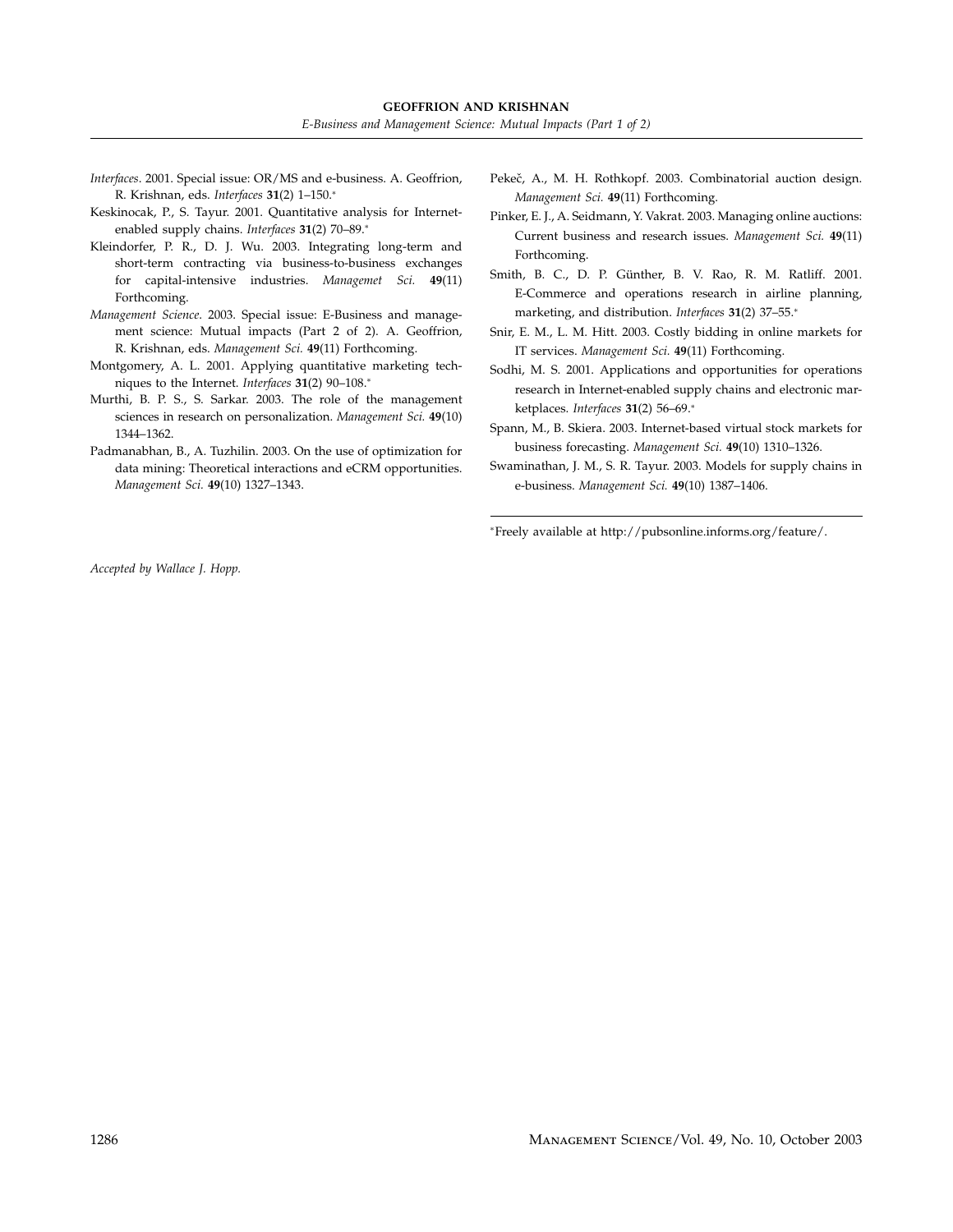*Interfaces*. 2001. Special issue: OR/MS and e-business. A. Geoffrion, R. Krishnan, eds. *Interfaces* **31**(2) 1–150.*

Keskinocak, P., S. Tayur. 2001. Quantitative analysis for Internet-enabled supply chains. *Interfaces* **31**(2) 70–89.*

Kleindorfer, P. R., D. J. Wu. 2003. Integrating long-term and short-term contracting via business-to-business exchanges for capital-intensive industries. *Managemet Sci.* **49**(11) Forthcoming.

*Management Science*. 2003. Special issue: E-Business and management science: Mutual impacts (Part 2 of 2). A. Geoffrion, R. Krishnan, eds. *Management Sci.* **49**(11) Forthcoming.

Montgomery, A. L. 2001. Applying quantitative marketing techniques to the Internet. *Interfaces* **31**(2) 90–108.*

Murthi, B. P. S., S. Sarkar. 2003. The role of the management sciences in research on personalization. *Management Sci.* **49**(10) 1344–1362.

Padmanabhan, B., A. Tuzhilin. 2003. On the use of optimization for data mining: Theoretical interactions and eCRM opportunities. *Management Sci.* **49**(10) 1327–1343.

Pekeč, A., M. H. Rothkopf. 2003. Combinatorial auction design. *Management Sci.* **49**(11) Forthcoming.

Pinker, E. J., A. Seidmann, Y. Vakrat. 2003. Managing online auctions: Current business and research issues. *Management Sci.* **49**(11) Forthcoming.

Smith, B. C., D. P. Günther, B. V. Rao, R. M. Ratliff. 2001. E-Commerce and operations research in airline planning, marketing, and distribution. *Interfaces* **31**(2) 37–55.*

Snir, E. M., L. M. Hitt. 2003. Costly bidding in online markets for IT services. *Management Sci.* **49**(11) Forthcoming.

Sodhi, M. S. 2001. Applications and opportunities for operations research in Internet-enabled supply chains and electronic marketplaces. *Interfaces* **31**(2) 56–69.*

Spann, M., B. Skiera. 2003. Internet-based virtual stock markets for business forecasting. *Management Sci.* **49**(10) 1310–1326.

Swaminathan, J. M., S. R. Tayur. 2003. Models for supply chains in e-business. *Management Sci.* **49**(10) 1387–1406.

*Freely available at http://pubsonline.informs.org/feature/.

*Accepted by Wallace J. Hopp.*